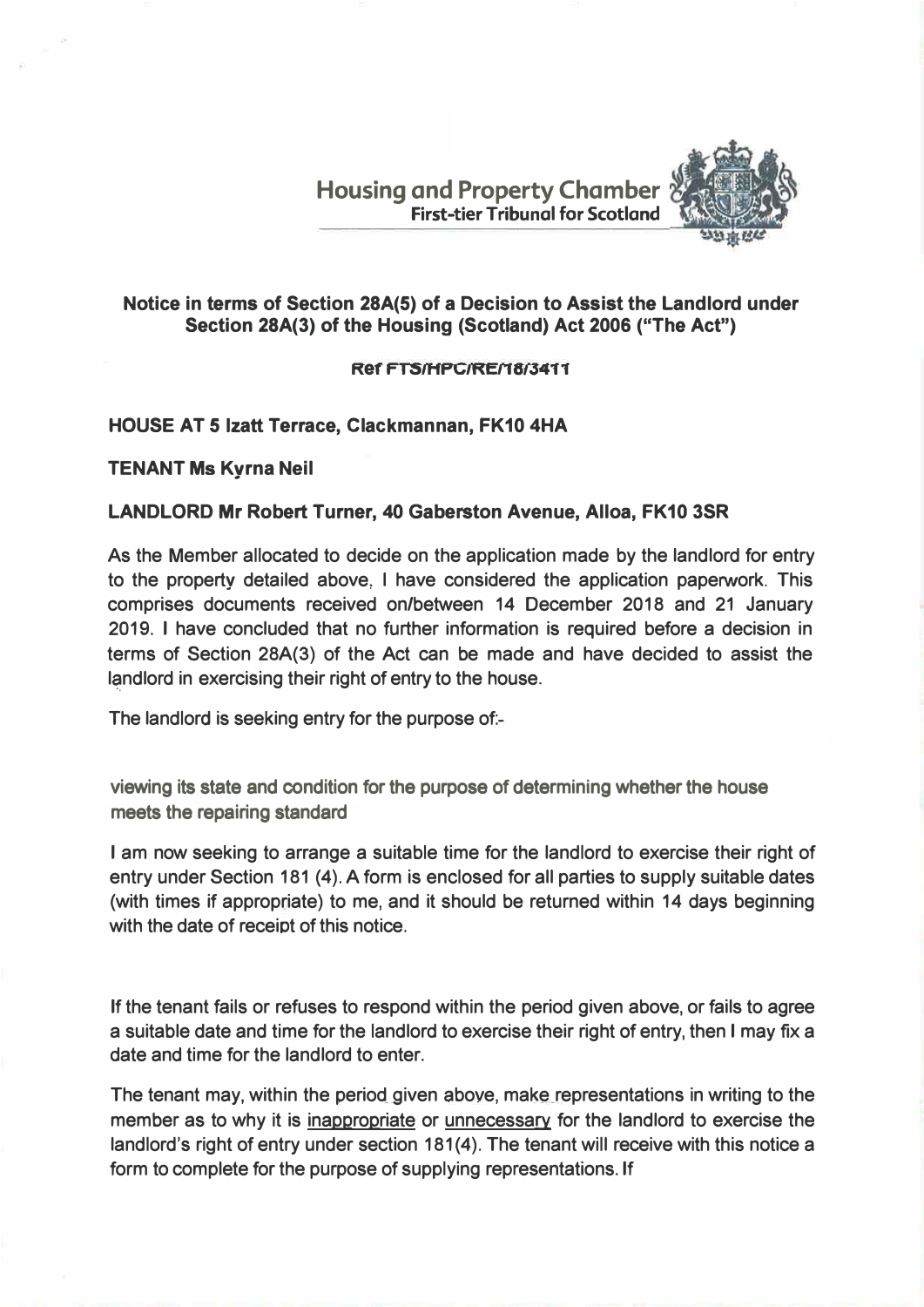**Housing and Property Chamber**
**First-tier Tribunal for Scotland**

## Notice in terms of Section 28A(5) of a Decision to Assist the Landlord under Section 28A(3) of the Housing (Scotland) Act 2006 ("The Act")

**Ref FTS/HPC/RE/18/3411**

**HOUSE AT 5 Izatt Terrace, Clackmannan, FK10 4HA**

**TENANT Ms Kyrna Neil**

**LANDLORD Mr Robert Turner, 40 Gaberston Avenue, Alloa, FK10 3SR**

As the Member allocated to decide on the application made by the landlord for entry to the property detailed above, I have considered the application paperwork. This comprises documents received on/between 14 December 2018 and 21 January 2019. I have concluded that no further information is required before a decision in terms of Section 28A(3) of the Act can be made and have decided to assist the landlord in exercising their right of entry to the house.

The landlord is seeking entry for the purpose of:-

viewing its state and condition for the purpose of determining whether the house meets the repairing standard

I am now seeking to arrange a suitable time for the landlord to exercise their right of entry under Section 181 (4). A form is enclosed for all parties to supply suitable dates (with times if appropriate) to me, and it should be returned within 14 days beginning with the date of receipt of this notice.

If the tenant fails or refuses to respond within the period given above, or fails to agree a suitable date and time for the landlord to exercise their right of entry, then I may fix a date and time for the landlord to enter.

The tenant may, within the period given above, make representations in writing to the member as to why it is inappropriate or unnecessary for the landlord to exercise the landlord's right of entry under section 181(4). The tenant will receive with this notice a form to complete for the purpose of supplying representations. If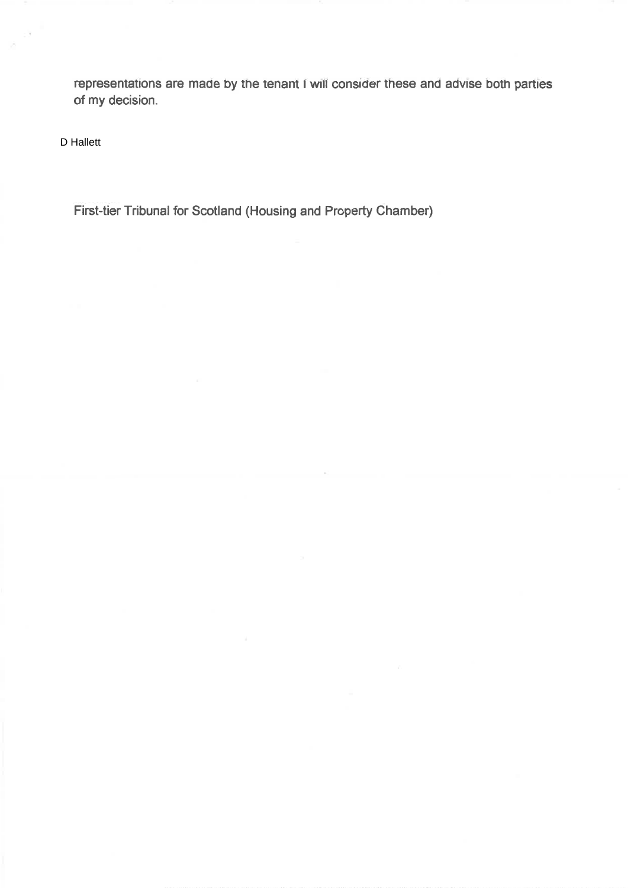representations are made by the tenant I will consider these and advise both parties of my decision.

D Hallett

First-tier Tribunal for Scotland (Housing and Property Chamber)